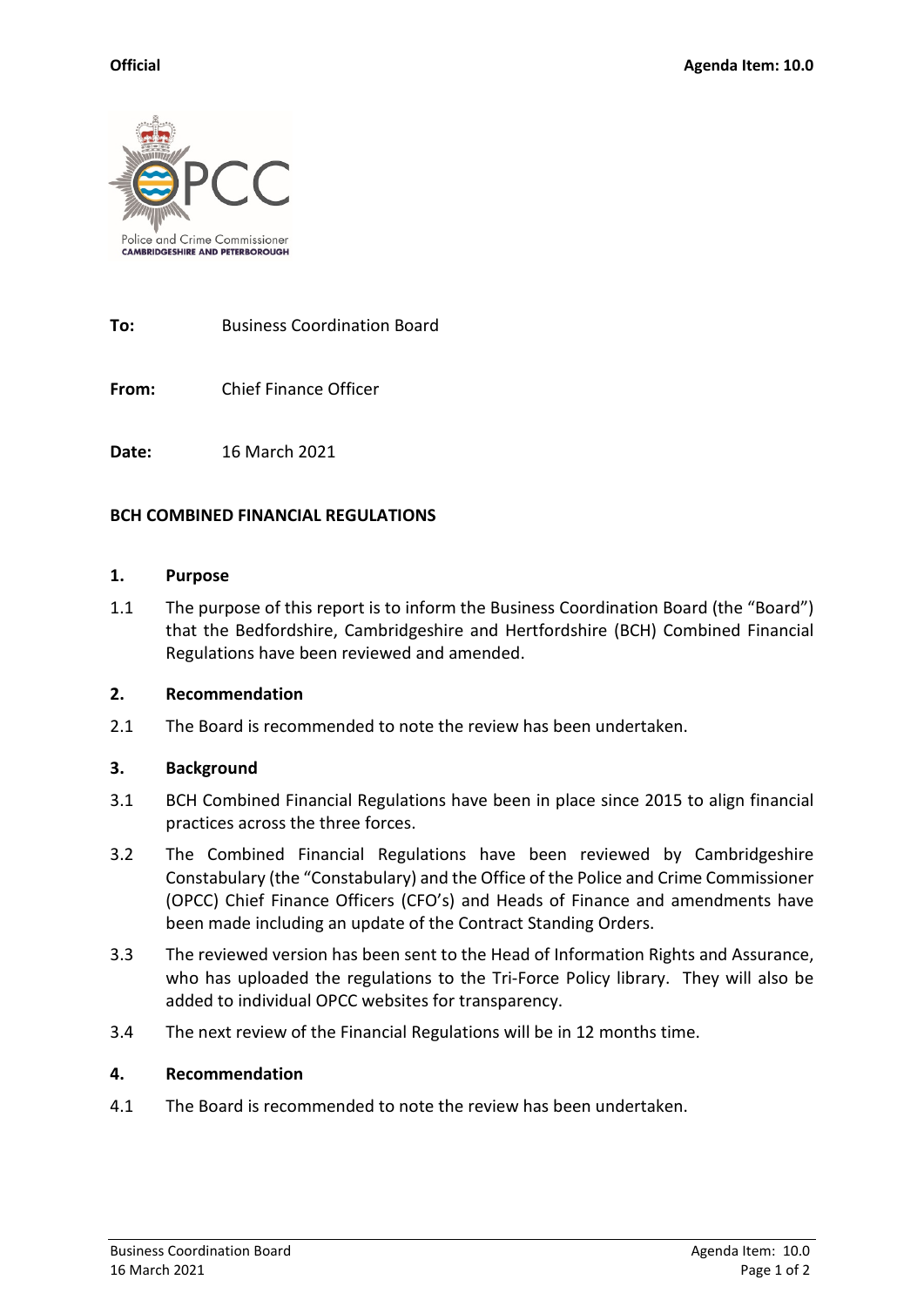**Official** **Agenda Item: 10.0**

Police and Crime Commissioner
CAMBRIDGESHIRE AND PETERBOROUGH

**To:** Business Coordination Board

**From:** Chief Finance Officer

**Date:** 16 March 2021

**BCH COMBINED FINANCIAL REGULATIONS**

**1. Purpose**

1.1 The purpose of this report is to inform the Business Coordination Board (the "Board") that the Bedfordshire, Cambridgeshire and Hertfordshire (BCH) Combined Financial Regulations have been reviewed and amended.

**2. Recommendation**

2.1 The Board is recommended to note the review has been undertaken.

**3. Background**

3.1 BCH Combined Financial Regulations have been in place since 2015 to align financial practices across the three forces.

3.2 The Combined Financial Regulations have been reviewed by Cambridgeshire Constabulary (the "Constabulary) and the Office of the Police and Crime Commissioner (OPCC) Chief Finance Officers (CFO's) and Heads of Finance and amendments have been made including an update of the Contract Standing Orders.

3.3 The reviewed version has been sent to the Head of Information Rights and Assurance, who has uploaded the regulations to the Tri-Force Policy library. They will also be added to individual OPCC websites for transparency.

3.4 The next review of the Financial Regulations will be in 12 months time.

**4. Recommendation**

4.1 The Board is recommended to note the review has been undertaken.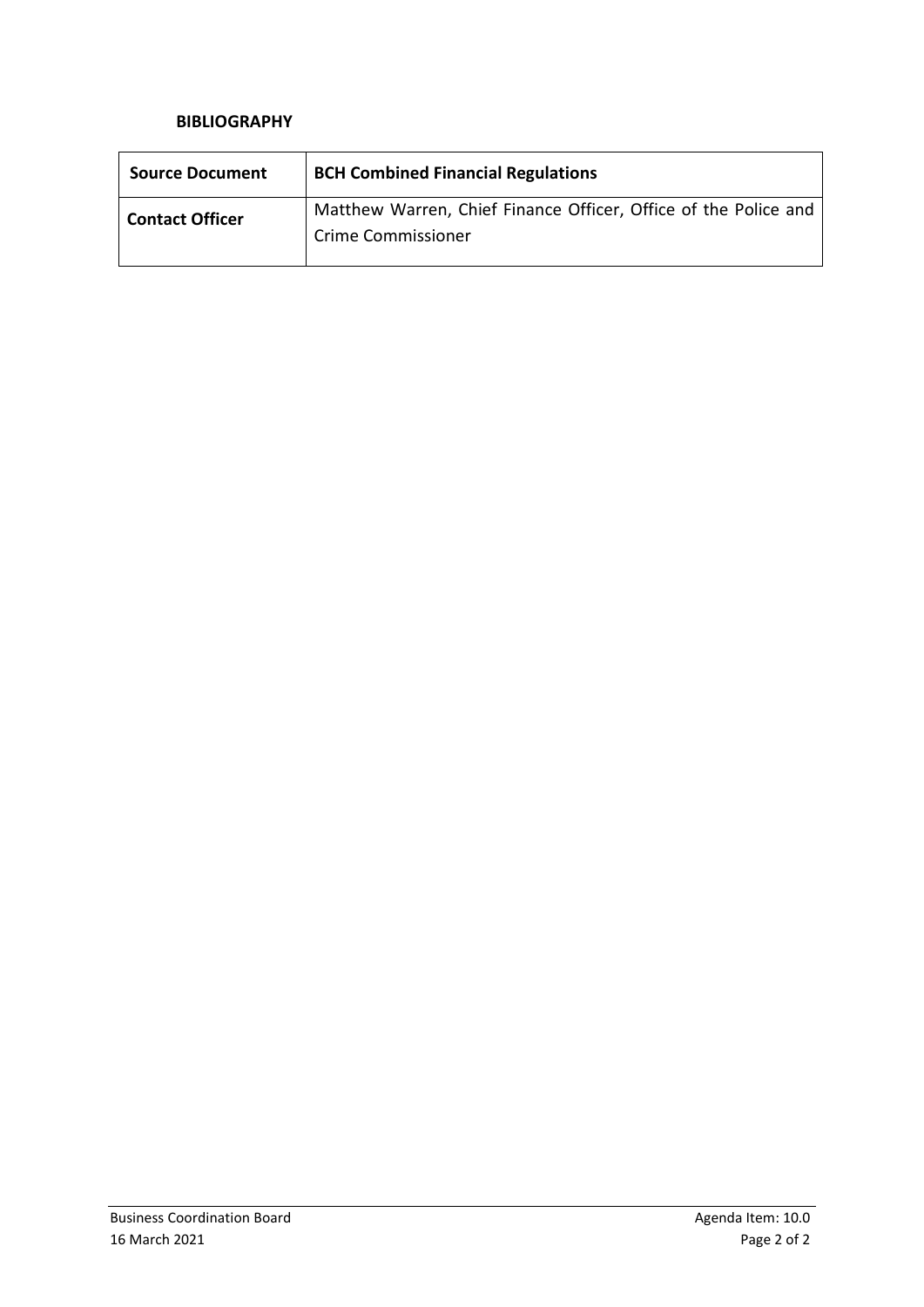**BIBLIOGRAPHY**

| | |
|---|---|
| **Source Document** | **BCH Combined Financial Regulations** |
| **Contact Officer** | Matthew Warren, Chief Finance Officer, Office of the Police and Crime Commissioner |